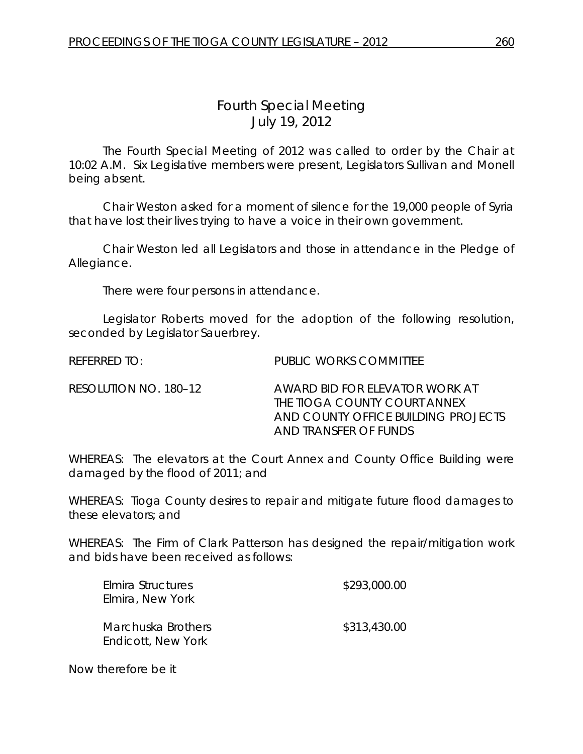# Fourth Special Meeting
## July 19, 2012

The Fourth Special Meeting of 2012 was called to order by the Chair at 10:02 A.M. Six Legislative members were present, Legislators Sullivan and Monell being absent.

Chair Weston asked for a moment of silence for the 19,000 people of Syria that have lost their lives trying to have a voice in their own government.

Chair Weston led all Legislators and those in attendance in the Pledge of Allegiance.

There were four persons in attendance.

Legislator Roberts moved for the adoption of the following resolution, seconded by Legislator Sauerbrey.

REFERRED TO: PUBLIC WORKS COMMITTEE

RESOLUTION NO. 180–12 AWARD BID FOR ELEVATOR WORK AT THE TIOGA COUNTY COURT ANNEX AND COUNTY OFFICE BUILDING PROJECTS AND TRANSFER OF FUNDS

WHEREAS: The elevators at the Court Annex and County Office Building were damaged by the flood of 2011; and

WHEREAS: Tioga County desires to repair and mitigate future flood damages to these elevators; and

WHEREAS: The Firm of Clark Patterson has designed the repair/mitigation work and bids have been received as follows:

| | |
|---|---|
| Elmira Structures<br>Elmira, New York | \$293,000.00 |
| Marchuska Brothers<br>Endicott, New York | \$313,430.00 |

Now therefore be it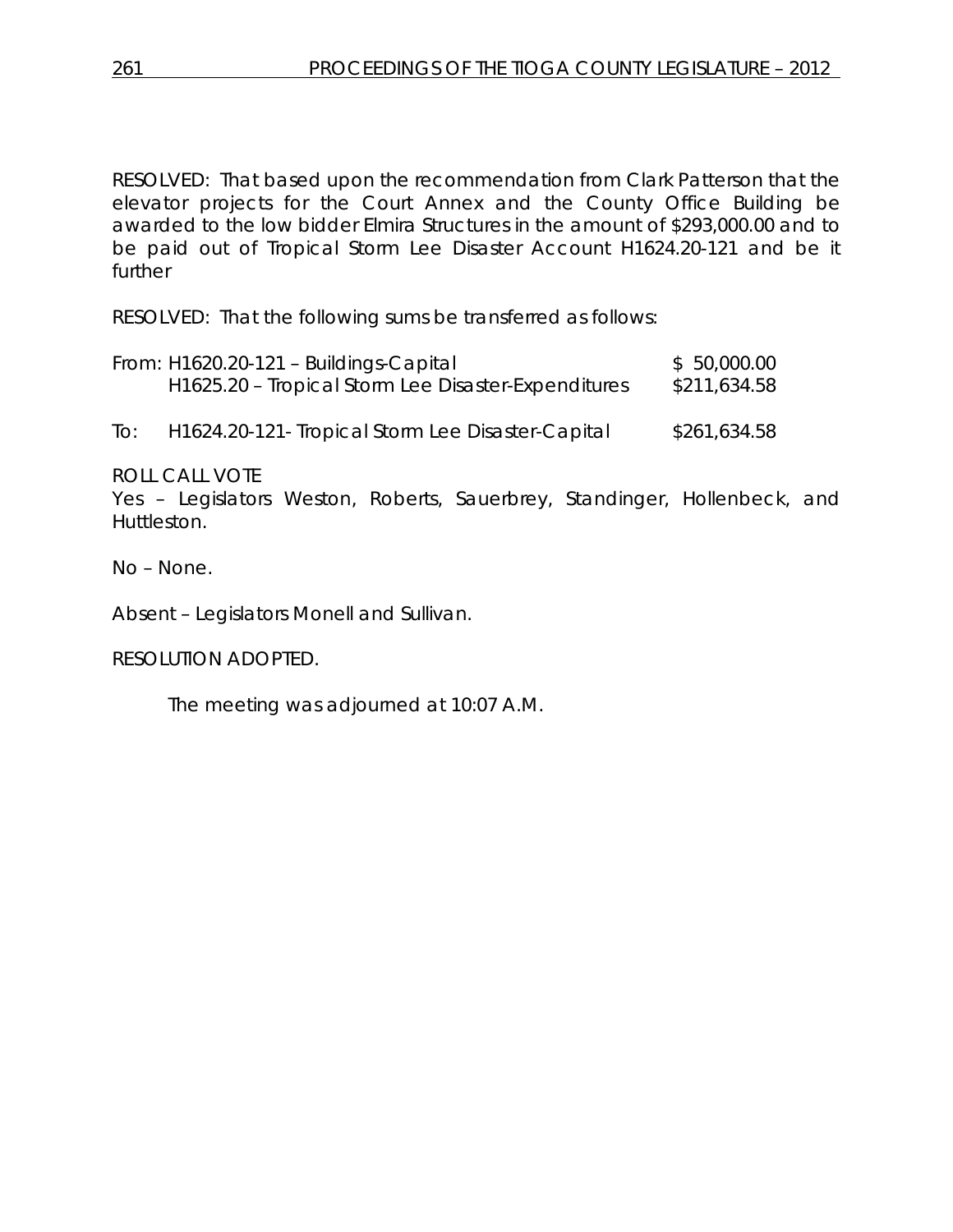RESOLVED: That based upon the recommendation from Clark Patterson that the elevator projects for the Court Annex and the County Office Building be awarded to the low bidder Elmira Structures in the amount of $293,000.00 and to be paid out of Tropical Storm Lee Disaster Account H1624.20-121 and be it further

RESOLVED: That the following sums be transferred as follows:

| | | |
|---|---|---|
| From: | H1620.20-121 – Buildings-Capital | $ 50,000.00 |
| | H1625.20 – Tropical Storm Lee Disaster-Expenditures | $211,634.58 |
| To: | H1624.20-121- Tropical Storm Lee Disaster-Capital | $261,634.58 |

ROLL CALL VOTE
Yes – Legislators Weston, Roberts, Sauerbrey, Standinger, Hollenbeck, and Huttleston.

No – None.

Absent – Legislators Monell and Sullivan.

RESOLUTION ADOPTED.

The meeting was adjourned at 10:07 A.M.